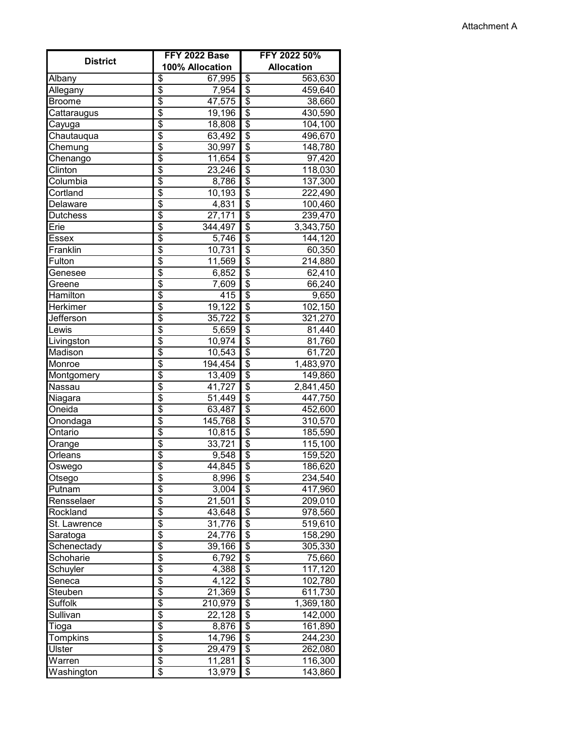Attachment A

| District | FFY 2022 Base 100% Allocation | FFY 2022 50% Allocation |
|---|---|---|
| Albany | $ 67,995 | $ 563,630 |
| Allegany | $ 7,954 | $ 459,640 |
| Broome | $ 47,575 | $ 38,660 |
| Cattaraugus | $ 19,196 | $ 430,590 |
| Cayuga | $ 18,808 | $ 104,100 |
| Chautauqua | $ 63,492 | $ 496,670 |
| Chemung | $ 30,997 | $ 148,780 |
| Chenango | $ 11,654 | $ 97,420 |
| Clinton | $ 23,246 | $ 118,030 |
| Columbia | $ 8,786 | $ 137,300 |
| Cortland | $ 10,193 | $ 222,490 |
| Delaware | $ 4,831 | $ 100,460 |
| Dutchess | $ 27,171 | $ 239,470 |
| Erie | $ 344,497 | $ 3,343,750 |
| Essex | $ 5,746 | $ 144,120 |
| Franklin | $ 10,731 | $ 60,350 |
| Fulton | $ 11,569 | $ 214,880 |
| Genesee | $ 6,852 | $ 62,410 |
| Greene | $ 7,609 | $ 66,240 |
| Hamilton | $ 415 | $ 9,650 |
| Herkimer | $ 19,122 | $ 102,150 |
| Jefferson | $ 35,722 | $ 321,270 |
| Lewis | $ 5,659 | $ 81,440 |
| Livingston | $ 10,974 | $ 81,760 |
| Madison | $ 10,543 | $ 61,720 |
| Monroe | $ 194,454 | $ 1,483,970 |
| Montgomery | $ 13,409 | $ 149,860 |
| Nassau | $ 41,727 | $ 2,841,450 |
| Niagara | $ 51,449 | $ 447,750 |
| Oneida | $ 63,487 | $ 452,600 |
| Onondaga | $ 145,768 | $ 310,570 |
| Ontario | $ 10,815 | $ 185,590 |
| Orange | $ 33,721 | $ 115,100 |
| Orleans | $ 9,548 | $ 159,520 |
| Oswego | $ 44,845 | $ 186,620 |
| Otsego | $ 8,996 | $ 234,540 |
| Putnam | $ 3,004 | $ 417,960 |
| Rensselaer | $ 21,501 | $ 209,010 |
| Rockland | $ 43,648 | $ 978,560 |
| St. Lawrence | $ 31,776 | $ 519,610 |
| Saratoga | $ 24,776 | $ 158,290 |
| Schenectady | $ 39,166 | $ 305,330 |
| Schoharie | $ 6,792 | $ 75,660 |
| Schuyler | $ 4,388 | $ 117,120 |
| Seneca | $ 4,122 | $ 102,780 |
| Steuben | $ 21,369 | $ 611,730 |
| Suffolk | $ 210,979 | $ 1,369,180 |
| Sullivan | $ 22,128 | $ 142,000 |
| Tioga | $ 8,876 | $ 161,890 |
| Tompkins | $ 14,796 | $ 244,230 |
| Ulster | $ 29,479 | $ 262,080 |
| Warren | $ 11,281 | $ 116,300 |
| Washington | $ 13,979 | $ 143,860 |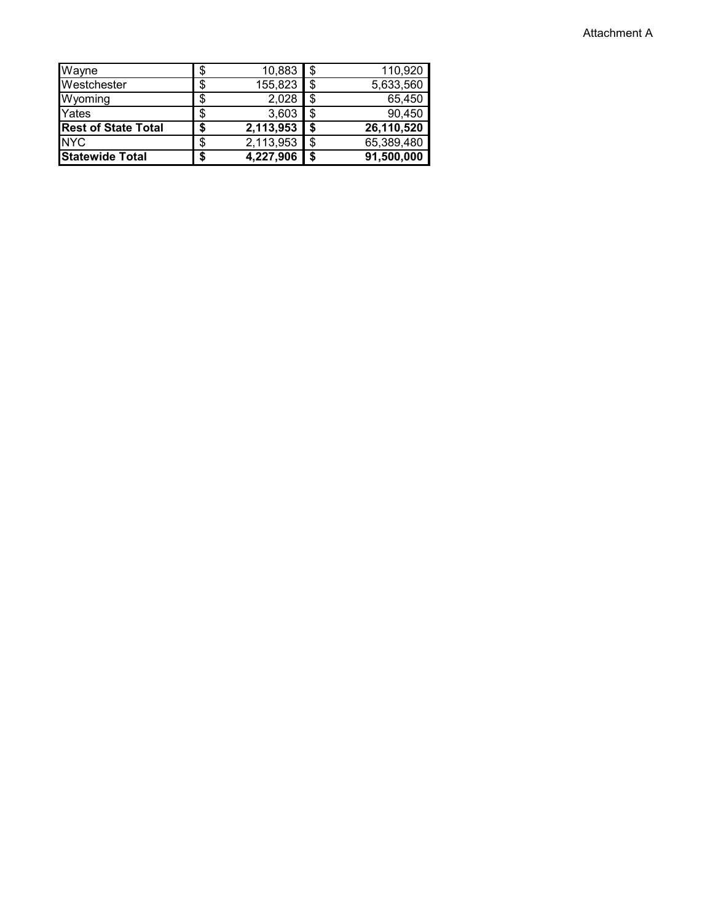| | | |
|---|---|---|
| Wayne | $ 10,883 | $ 110,920 |
| Westchester | $ 155,823 | $ 5,633,560 |
| Wyoming | $ 2,028 | $ 65,450 |
| Yates | $ 3,603 | $ 90,450 |
| **Rest of State Total** | **$ 2,113,953** | **$ 26,110,520** |
| NYC | $ 2,113,953 | $ 65,389,480 |
| **Statewide Total** | **$ 4,227,906** | **$ 91,500,000** |